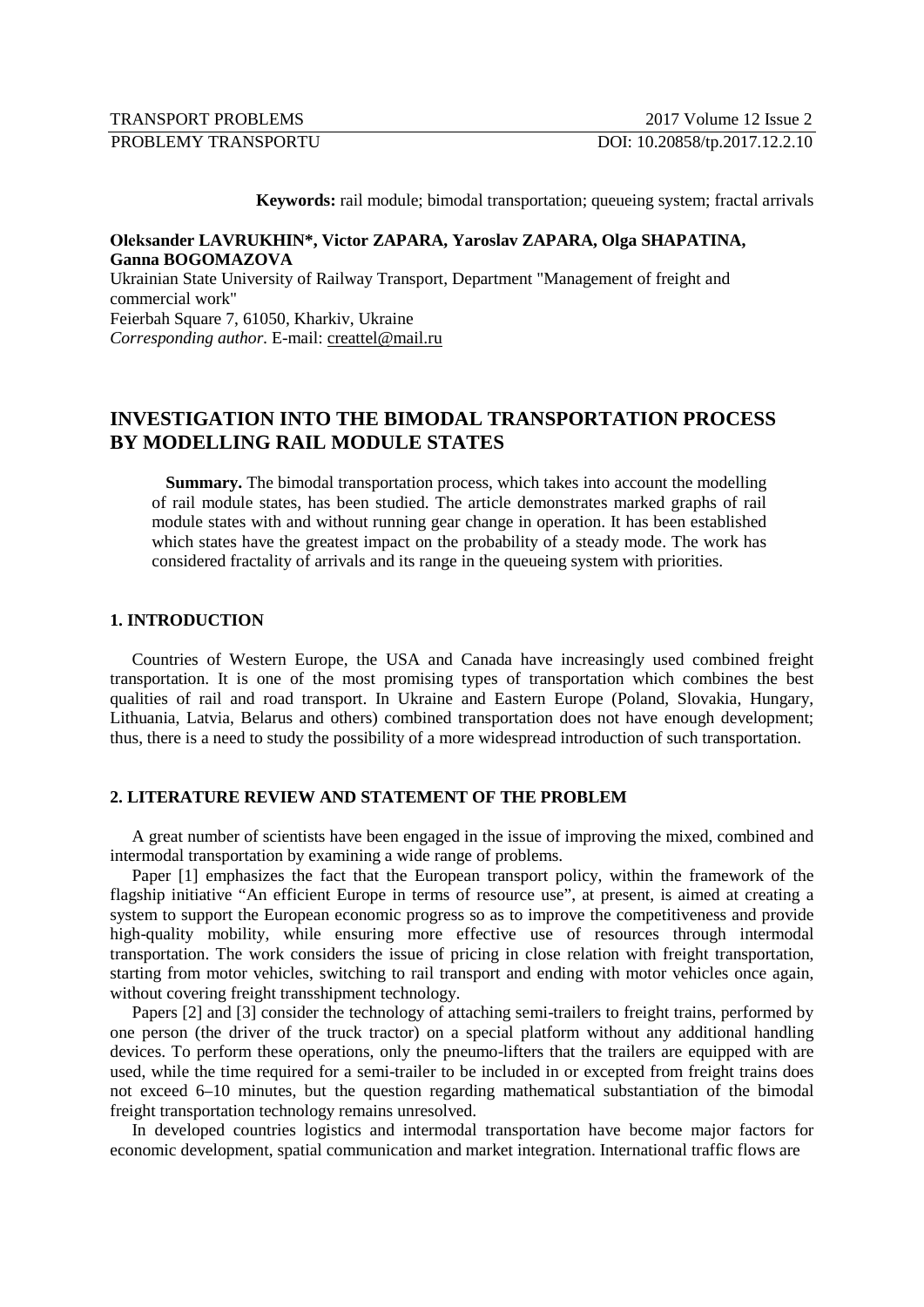**Keywords:** rail module; bimodal transportation; queueing system; fractal arrivals

**Oleksander LAVRUKHIN*, Victor ZAPARA, Yaroslav ZAPARA, Olga SHAPATINA, Ganna BOGOMAZOVA**

Ukrainian State University of Railway Transport, Department "Management of freight and commercial work"
Feierbah Square 7, 61050, Kharkiv, Ukraine
*Corresponding author*. E-mail: creattel@mail.ru

# INVESTIGATION INTO THE BIMODAL TRANSPORTATION PROCESS BY MODELLING RAIL MODULE STATES

**Summary.** The bimodal transportation process, which takes into account the modelling of rail module states, has been studied. The article demonstrates marked graphs of rail module states with and without running gear change in operation. It has been established which states have the greatest impact on the probability of a steady mode. The work has considered fractality of arrivals and its range in the queueing system with priorities.

## 1. INTRODUCTION

Countries of Western Europe, the USA and Canada have increasingly used combined freight transportation. It is one of the most promising types of transportation which combines the best qualities of rail and road transport. In Ukraine and Eastern Europe (Poland, Slovakia, Hungary, Lithuania, Latvia, Belarus and others) combined transportation does not have enough development; thus, there is a need to study the possibility of a more widespread introduction of such transportation.

## 2. LITERATURE REVIEW AND STATEMENT OF THE PROBLEM

A great number of scientists have been engaged in the issue of improving the mixed, combined and intermodal transportation by examining a wide range of problems.

Paper [1] emphasizes the fact that the European transport policy, within the framework of the flagship initiative "An efficient Europe in terms of resource use", at present, is aimed at creating a system to support the European economic progress so as to improve the competitiveness and provide high-quality mobility, while ensuring more effective use of resources through intermodal transportation. The work considers the issue of pricing in close relation with freight transportation, starting from motor vehicles, switching to rail transport and ending with motor vehicles once again, without covering freight transshipment technology.

Papers [2] and [3] consider the technology of attaching semi-trailers to freight trains, performed by one person (the driver of the truck tractor) on a special platform without any additional handling devices. To perform these operations, only the pneumo-lifters that the trailers are equipped with are used, while the time required for a semi-trailer to be included in or excepted from freight trains does not exceed 6–10 minutes, but the question regarding mathematical substantiation of the bimodal freight transportation technology remains unresolved.

In developed countries logistics and intermodal transportation have become major factors for economic development, spatial communication and market integration. International traffic flows are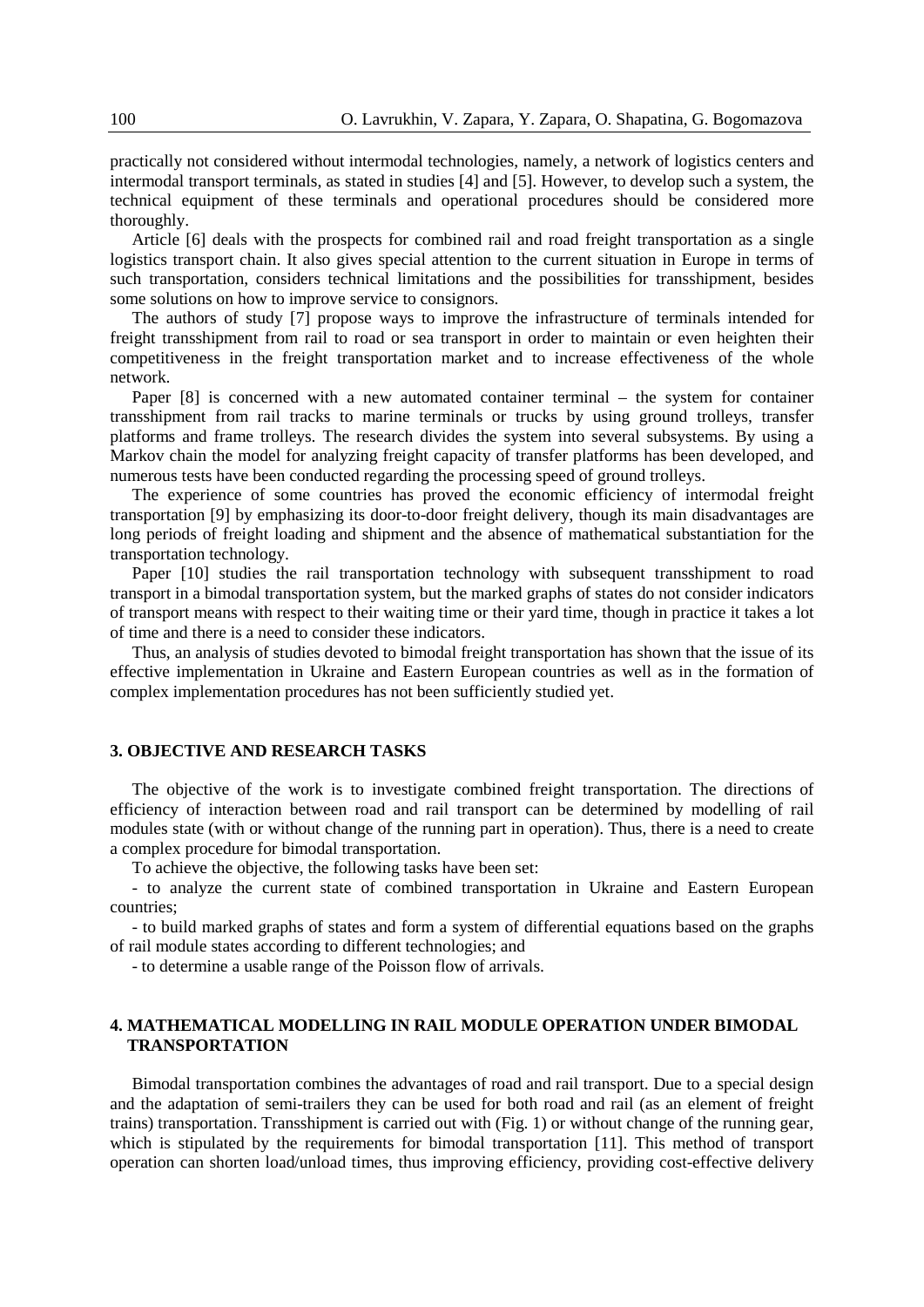practically not considered without intermodal technologies, namely, a network of logistics centers and intermodal transport terminals, as stated in studies [4] and [5]. However, to develop such a system, the technical equipment of these terminals and operational procedures should be considered more thoroughly.

Article [6] deals with the prospects for combined rail and road freight transportation as a single logistics transport chain. It also gives special attention to the current situation in Europe in terms of such transportation, considers technical limitations and the possibilities for transshipment, besides some solutions on how to improve service to consignors.

The authors of study [7] propose ways to improve the infrastructure of terminals intended for freight transshipment from rail to road or sea transport in order to maintain or even heighten their competitiveness in the freight transportation market and to increase effectiveness of the whole network.

Paper [8] is concerned with a new automated container terminal – the system for container transshipment from rail tracks to marine terminals or trucks by using ground trolleys, transfer platforms and frame trolleys. The research divides the system into several subsystems. By using a Markov chain the model for analyzing freight capacity of transfer platforms has been developed, and numerous tests have been conducted regarding the processing speed of ground trolleys.

The experience of some countries has proved the economic efficiency of intermodal freight transportation [9] by emphasizing its door-to-door freight delivery, though its main disadvantages are long periods of freight loading and shipment and the absence of mathematical substantiation for the transportation technology.

Paper [10] studies the rail transportation technology with subsequent transshipment to road transport in a bimodal transportation system, but the marked graphs of states do not consider indicators of transport means with respect to their waiting time or their yard time, though in practice it takes a lot of time and there is a need to consider these indicators.

Thus, an analysis of studies devoted to bimodal freight transportation has shown that the issue of its effective implementation in Ukraine and Eastern European countries as well as in the formation of complex implementation procedures has not been sufficiently studied yet.

## 3. OBJECTIVE AND RESEARCH TASKS

The objective of the work is to investigate combined freight transportation. The directions of efficiency of interaction between road and rail transport can be determined by modelling of rail modules state (with or without change of the running part in operation). Thus, there is a need to create a complex procedure for bimodal transportation.

To achieve the objective, the following tasks have been set:

- to analyze the current state of combined transportation in Ukraine and Eastern European countries;
- to build marked graphs of states and form a system of differential equations based on the graphs of rail module states according to different technologies; and
- to determine a usable range of the Poisson flow of arrivals.

## 4. MATHEMATICAL MODELLING IN RAIL MODULE OPERATION UNDER BIMODAL TRANSPORTATION

Bimodal transportation combines the advantages of road and rail transport. Due to a special design and the adaptation of semi-trailers they can be used for both road and rail (as an element of freight trains) transportation. Transshipment is carried out with (Fig. 1) or without change of the running gear, which is stipulated by the requirements for bimodal transportation [11]. This method of transport operation can shorten load/unload times, thus improving efficiency, providing cost-effective delivery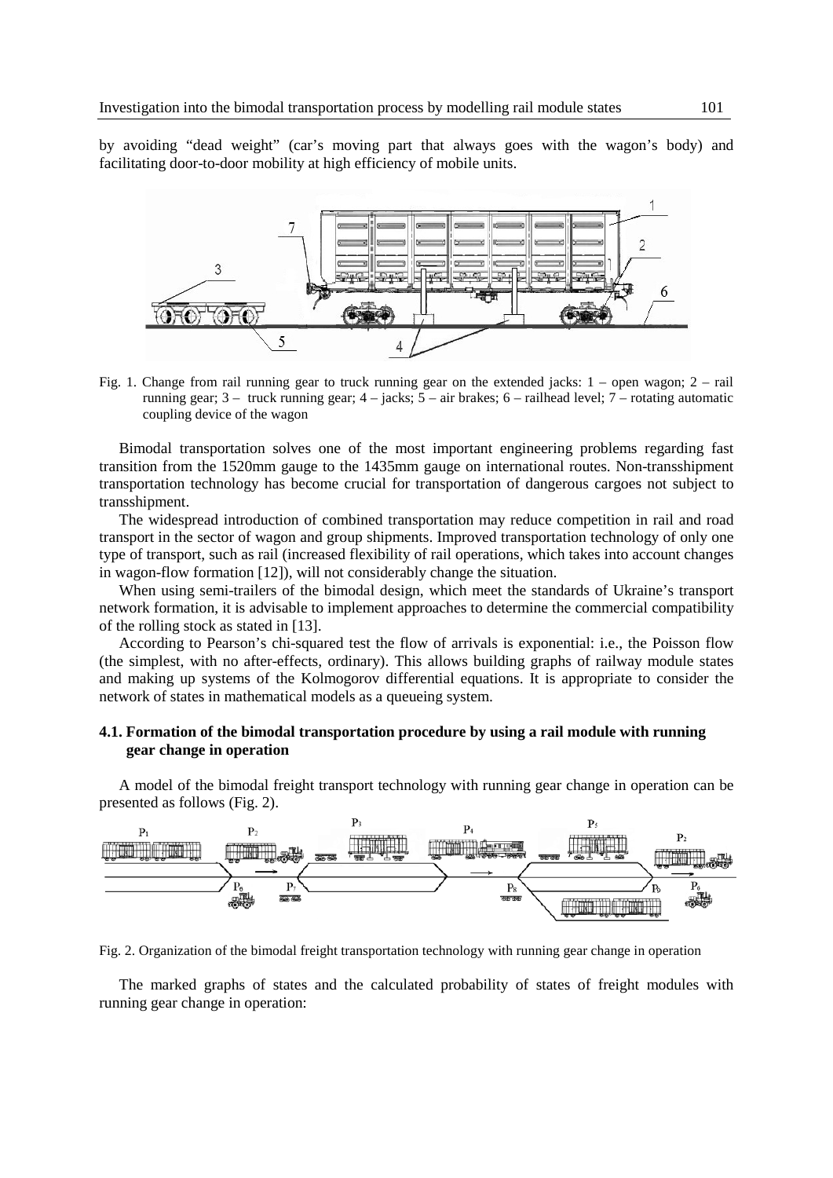by avoiding "dead weight" (car's moving part that always goes with the wagon's body) and facilitating door-to-door mobility at high efficiency of mobile units.

Fig. 1. Change from rail running gear to truck running gear on the extended jacks: 1 – open wagon; 2 – rail running gear; 3 – truck running gear; 4 – jacks; 5 – air brakes; 6 – railhead level; 7 – rotating automatic coupling device of the wagon

Bimodal transportation solves one of the most important engineering problems regarding fast transition from the 1520mm gauge to the 1435mm gauge on international routes. Non-transshipment transportation technology has become crucial for transportation of dangerous cargoes not subject to transshipment.

The widespread introduction of combined transportation may reduce competition in rail and road transport in the sector of wagon and group shipments. Improved transportation technology of only one type of transport, such as rail (increased flexibility of rail operations, which takes into account changes in wagon-flow formation [12]), will not considerably change the situation.

When using semi-trailers of the bimodal design, which meet the standards of Ukraine's transport network formation, it is advisable to implement approaches to determine the commercial compatibility of the rolling stock as stated in [13].

According to Pearson's chi-squared test the flow of arrivals is exponential: i.e., the Poisson flow (the simplest, with no after-effects, ordinary). This allows building graphs of railway module states and making up systems of the Kolmogorov differential equations. It is appropriate to consider the network of states in mathematical models as a queueing system.

### 4.1. Formation of the bimodal transportation procedure by using a rail module with running gear change in operation

A model of the bimodal freight transport technology with running gear change in operation can be presented as follows (Fig. 2).

Fig. 2. Organization of the bimodal freight transportation technology with running gear change in operation

The marked graphs of states and the calculated probability of states of freight modules with running gear change in operation: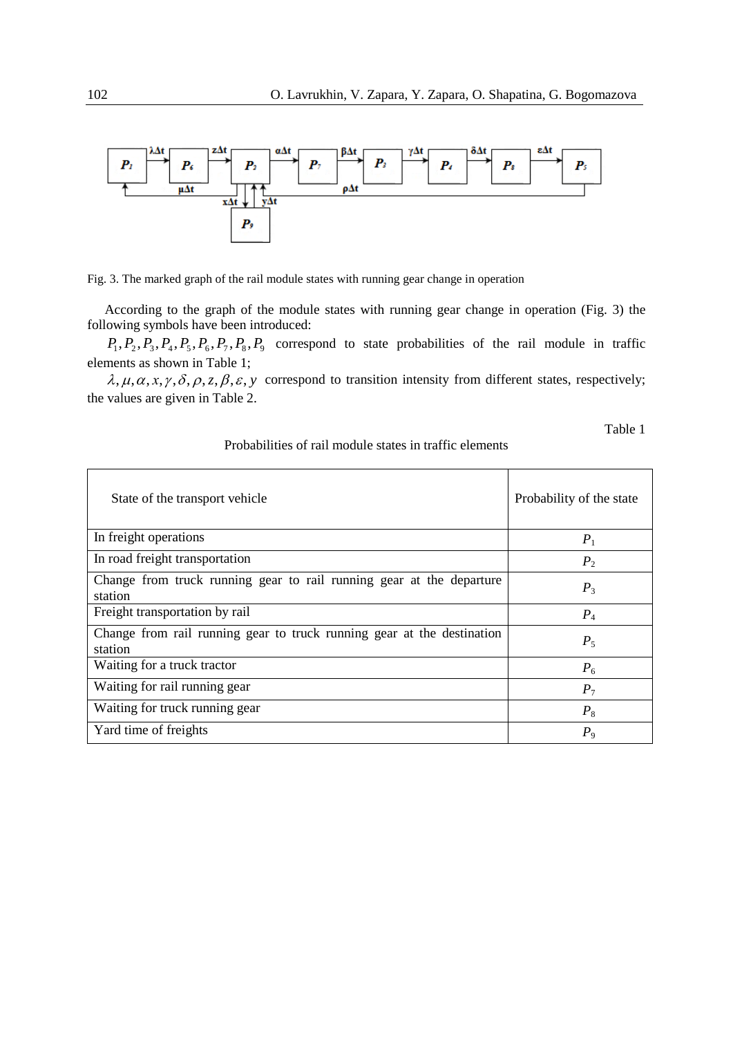Fig. 3. The marked graph of the rail module states with running gear change in operation

According to the graph of the module states with running gear change in operation (Fig. 3) the following symbols have been introduced:

$P_1, P_2, P_3, P_4, P_5, P_6, P_7, P_8, P_9$ correspond to state probabilities of the rail module in traffic elements as shown in Table 1;

$\lambda, \mu, \alpha, x, \gamma, \delta, \rho, z, \beta, \varepsilon, y$ correspond to transition intensity from different states, respectively; the values are given in Table 2.

Table 1

Probabilities of rail module states in traffic elements

| State of the transport vehicle | Probability of the state |
|---|---|
| In freight operations | $P_1$ |
| In road freight transportation | $P_2$ |
| Change from truck running gear to rail running gear at the departure station | $P_3$ |
| Freight transportation by rail | $P_4$ |
| Change from rail running gear to truck running gear at the destination station | $P_5$ |
| Waiting for a truck tractor | $P_6$ |
| Waiting for rail running gear | $P_7$ |
| Waiting for truck running gear | $P_8$ |
| Yard time of freights | $P_9$ |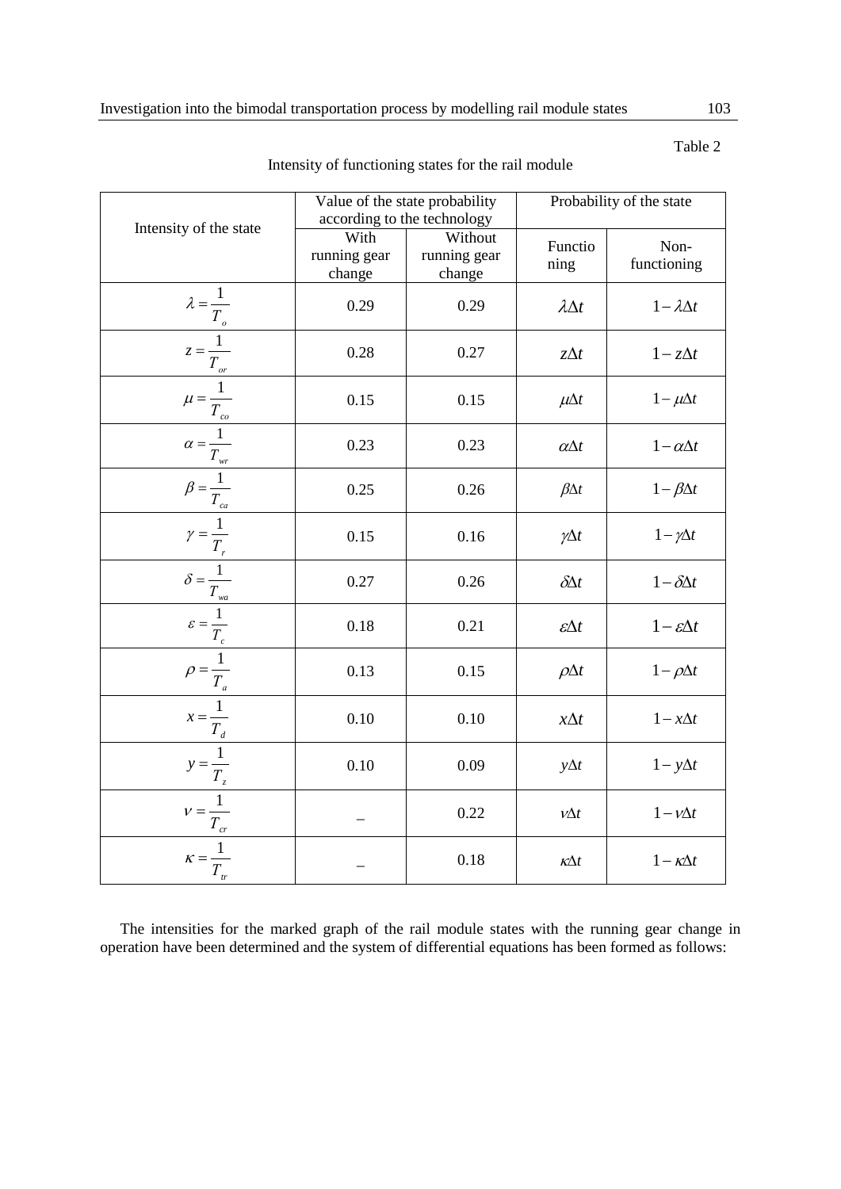Table 2

Intensity of functioning states for the rail module

| Intensity of the state | Value of the state probability according to the technology | | Probability of the state | |
|---|---|---|---|---|
| | With running gear change | Without running gear change | Functioning | Non-functioning |
| $\lambda = \frac{1}{T_o}$ | 0.29 | 0.29 | $\lambda\Delta t$ | $1-\lambda\Delta t$ |
| $z = \frac{1}{T_{or}}$ | 0.28 | 0.27 | $z\Delta t$ | $1-z\Delta t$ |
| $\mu = \frac{1}{T_{co}}$ | 0.15 | 0.15 | $\mu\Delta t$ | $1-\mu\Delta t$ |
| $\alpha = \frac{1}{T_{wr}}$ | 0.23 | 0.23 | $\alpha\Delta t$ | $1-\alpha\Delta t$ |
| $\beta = \frac{1}{T_{ca}}$ | 0.25 | 0.26 | $\beta\Delta t$ | $1-\beta\Delta t$ |
| $\gamma = \frac{1}{T_r}$ | 0.15 | 0.16 | $\gamma\Delta t$ | $1-\gamma\Delta t$ |
| $\delta = \frac{1}{T_{wa}}$ | 0.27 | 0.26 | $\delta\Delta t$ | $1-\delta\Delta t$ |
| $\varepsilon = \frac{1}{T_c}$ | 0.18 | 0.21 | $\varepsilon\Delta t$ | $1-\varepsilon\Delta t$ |
| $\rho = \frac{1}{T_a}$ | 0.13 | 0.15 | $\rho\Delta t$ | $1-\rho\Delta t$ |
| $x = \frac{1}{T_d}$ | 0.10 | 0.10 | $x\Delta t$ | $1-x\Delta t$ |
| $y = \frac{1}{T_z}$ | 0.10 | 0.09 | $y\Delta t$ | $1-y\Delta t$ |
| $\nu = \frac{1}{T_{cr}}$ | – | 0.22 | $\nu\Delta t$ | $1-\nu\Delta t$ |
| $\kappa = \frac{1}{T_{tr}}$ | – | 0.18 | $\kappa\Delta t$ | $1-\kappa\Delta t$ |

The intensities for the marked graph of the rail module states with the running gear change in operation have been determined and the system of differential equations has been formed as follows: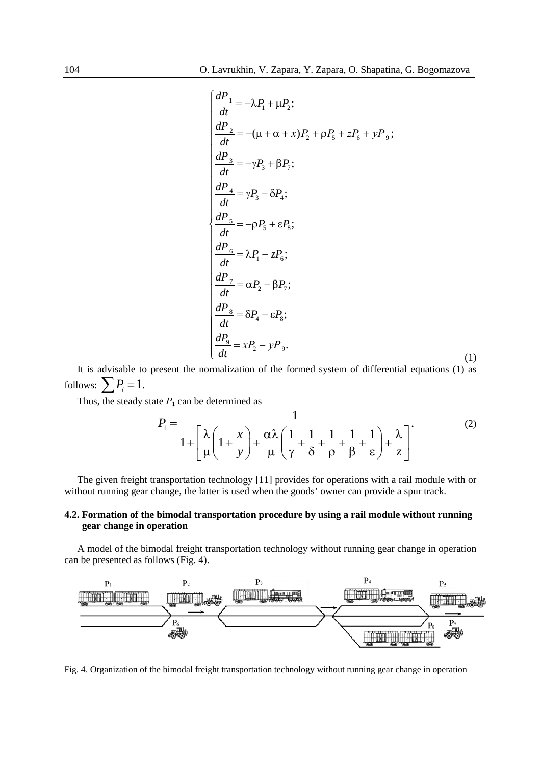$$
\begin{cases}
\dfrac{dP_1}{dt} = -\lambda P_1 + \mu P_2; \\
\dfrac{dP_2}{dt} = -(\mu + \alpha + x)P_2 + \rho P_5 + zP_6 + yP_9; \\
\dfrac{dP_3}{dt} = -\gamma P_3 + \beta P_7; \\
\dfrac{dP_4}{dt} = \gamma P_3 - \delta P_4; \\
\dfrac{dP_5}{dt} = -\rho P_5 + \varepsilon P_8; \\
\dfrac{dP_6}{dt} = \lambda P_1 - zP_6; \\
\dfrac{dP_7}{dt} = \alpha P_2 - \beta P_7; \\
\dfrac{dP_8}{dt} = \delta P_4 - \varepsilon P_8; \\
\dfrac{dP_9}{dt} = xP_2 - yP_9.
\end{cases}
\tag{1}
$$

It is advisable to present the normalization of the formed system of differential equations (1) as follows: $\sum P_i = 1.$

Thus, the steady state $P_1$ can be determined as

$$
P_1 = \frac{1}{1 + \left[ \dfrac{\lambda}{\mu}\left(1 + \dfrac{x}{y}\right) + \dfrac{\alpha\lambda}{\mu}\left(\dfrac{1}{\gamma} + \dfrac{1}{\delta} + \dfrac{1}{\rho} + \dfrac{1}{\beta} + \dfrac{1}{\varepsilon}\right) + \dfrac{\lambda}{z} \right]}. \tag{2}
$$

The given freight transportation technology [11] provides for operations with a rail module with or without running gear change, the latter is used when the goods' owner can provide a spur track.

### 4.2. Formation of the bimodal transportation procedure by using a rail module without running gear change in operation

A model of the bimodal freight transportation technology without running gear change in operation can be presented as follows (Fig. 4).

Fig. 4. Organization of the bimodal freight transportation technology without running gear change in operation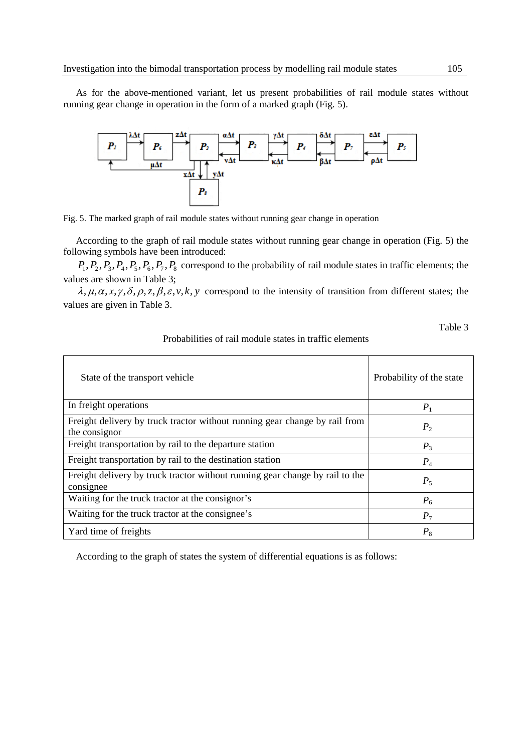As for the above-mentioned variant, let us present probabilities of rail module states without running gear change in operation in the form of a marked graph (Fig. 5).

Fig. 5. The marked graph of rail module states without running gear change in operation

According to the graph of rail module states without running gear change in operation (Fig. 5) the following symbols have been introduced:

$P_1, P_2, P_3, P_4, P_5, P_6, P_7, P_8$ correspond to the probability of rail module states in traffic elements; the values are shown in Table 3;

$\lambda, \mu, \alpha, x, \gamma, \delta, \rho, z, \beta, \varepsilon, v, k, y$ correspond to the intensity of transition from different states; the values are given in Table 3.

Table 3

Probabilities of rail module states in traffic elements

| State of the transport vehicle | Probability of the state |
|---|---|
| In freight operations | $P_1$ |
| Freight delivery by truck tractor without running gear change by rail from the consignor | $P_2$ |
| Freight transportation by rail to the departure station | $P_3$ |
| Freight transportation by rail to the destination station | $P_4$ |
| Freight delivery by truck tractor without running gear change by rail to the consignee | $P_5$ |
| Waiting for the truck tractor at the consignor's | $P_6$ |
| Waiting for the truck tractor at the consignee's | $P_7$ |
| Yard time of freights | $P_8$ |

According to the graph of states the system of differential equations is as follows: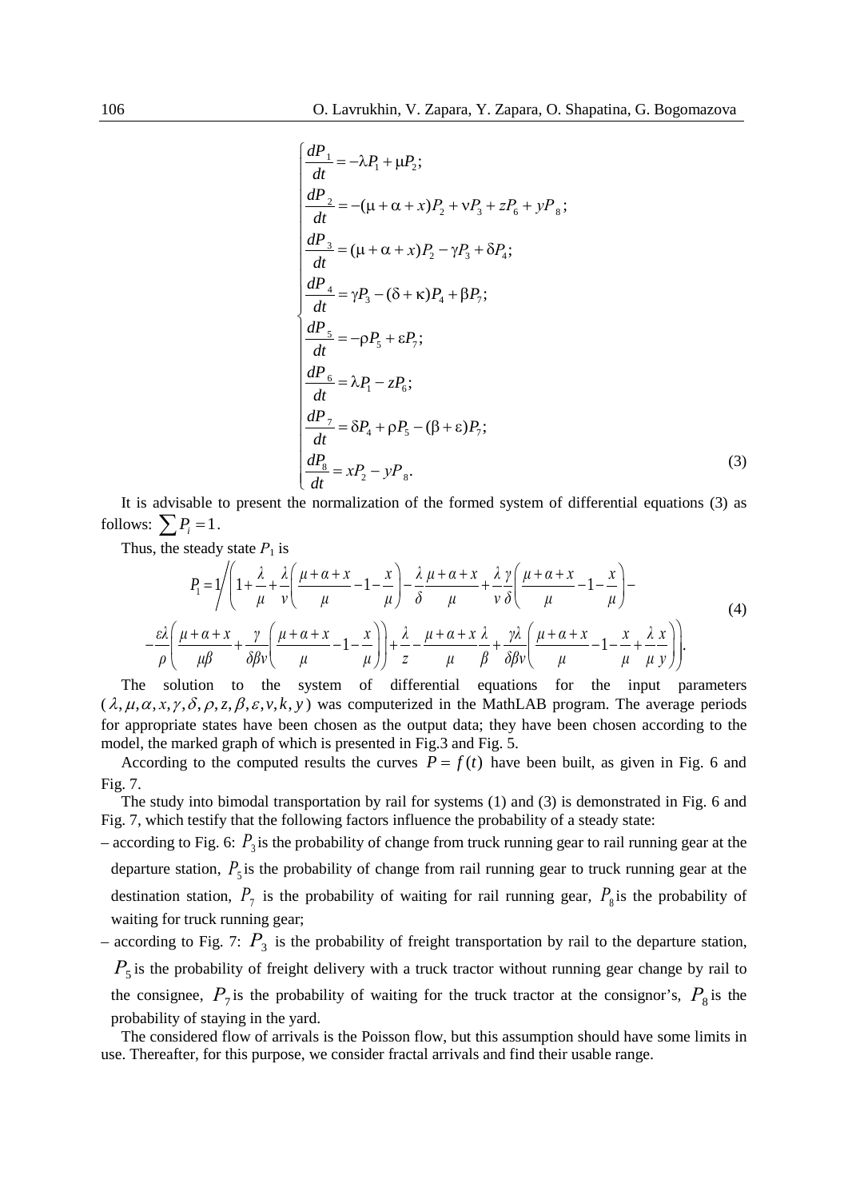$$
\begin{cases}
\dfrac{dP_1}{dt} = -\lambda P_1 + \mu P_2; \\
\dfrac{dP_2}{dt} = -(\mu + \alpha + x)P_2 + \nu P_3 + zP_6 + yP_8; \\
\dfrac{dP_3}{dt} = (\mu + \alpha + x)P_2 - \gamma P_3 + \delta P_4; \\
\dfrac{dP_4}{dt} = \gamma P_3 - (\delta + \kappa)P_4 + \beta P_7; \\
\dfrac{dP_5}{dt} = -\rho P_5 + \varepsilon P_7; \\
\dfrac{dP_6}{dt} = \lambda P_1 - zP_6; \\
\dfrac{dP_7}{dt} = \delta P_4 + \rho P_5 - (\beta + \varepsilon)P_7; \\
\dfrac{dP_8}{dt} = xP_2 - yP_8.
\end{cases}
\tag{3}
$$

It is advisable to present the normalization of the formed system of differential equations (3) as follows: $\sum P_i = 1$.

Thus, the steady state $P_1$ is

$$
P_1 = 1 \Bigg/ \left( 1 + \frac{\lambda}{\mu} + \frac{\lambda}{v}\left( \frac{\mu+\alpha+x}{\mu} - 1 - \frac{x}{\mu} \right) - \frac{\lambda}{\delta}\frac{\mu+\alpha+x}{\mu} + \frac{\lambda}{v}\frac{\gamma}{\delta}\left( \frac{\mu+\alpha+x}{\mu} - 1 - \frac{x}{\mu} \right) - \right.
$$
$$
\left. - \frac{\varepsilon\lambda}{\rho}\left( \frac{\mu+\alpha+x}{\mu\beta} + \frac{\gamma}{\delta\beta v}\left( \frac{\mu+\alpha+x}{\mu} - 1 - \frac{x}{\mu} \right) \right) + \frac{\lambda}{z} - \frac{\mu+\alpha+x}{\mu}\frac{\lambda}{\beta} + \frac{\gamma\lambda}{\delta\beta v}\left( \frac{\mu+\alpha+x}{\mu} - 1 - \frac{x}{\mu} + \frac{\lambda}{\mu}\frac{x}{y} \right) \right). \tag{4}
$$

The solution to the system of differential equations for the input parameters ($\lambda, \mu, \alpha, x, \gamma, \delta, \rho, z, \beta, \varepsilon, v, k, y$) was computerized in the MathLAB program. The average periods for appropriate states have been chosen as the output data; they have been chosen according to the model, the marked graph of which is presented in Fig.3 and Fig. 5.

According to the computed results the curves $P = f(t)$ have been built, as given in Fig. 6 and Fig. 7.

The study into bimodal transportation by rail for systems (1) and (3) is demonstrated in Fig. 6 and Fig. 7, which testify that the following factors influence the probability of a steady state:

– according to Fig. 6: $P_3$ is the probability of change from truck running gear to rail running gear at the departure station, $P_5$ is the probability of change from rail running gear to truck running gear at the destination station, $P_7$ is the probability of waiting for rail running gear, $P_8$ is the probability of waiting for truck running gear;

– according to Fig. 7: $P_3$ is the probability of freight transportation by rail to the departure station, $P_5$ is the probability of freight delivery with a truck tractor without running gear change by rail to the consignee, $P_7$ is the probability of waiting for the truck tractor at the consignor's, $P_8$ is the probability of staying in the yard.

The considered flow of arrivals is the Poisson flow, but this assumption should have some limits in use. Thereafter, for this purpose, we consider fractal arrivals and find their usable range.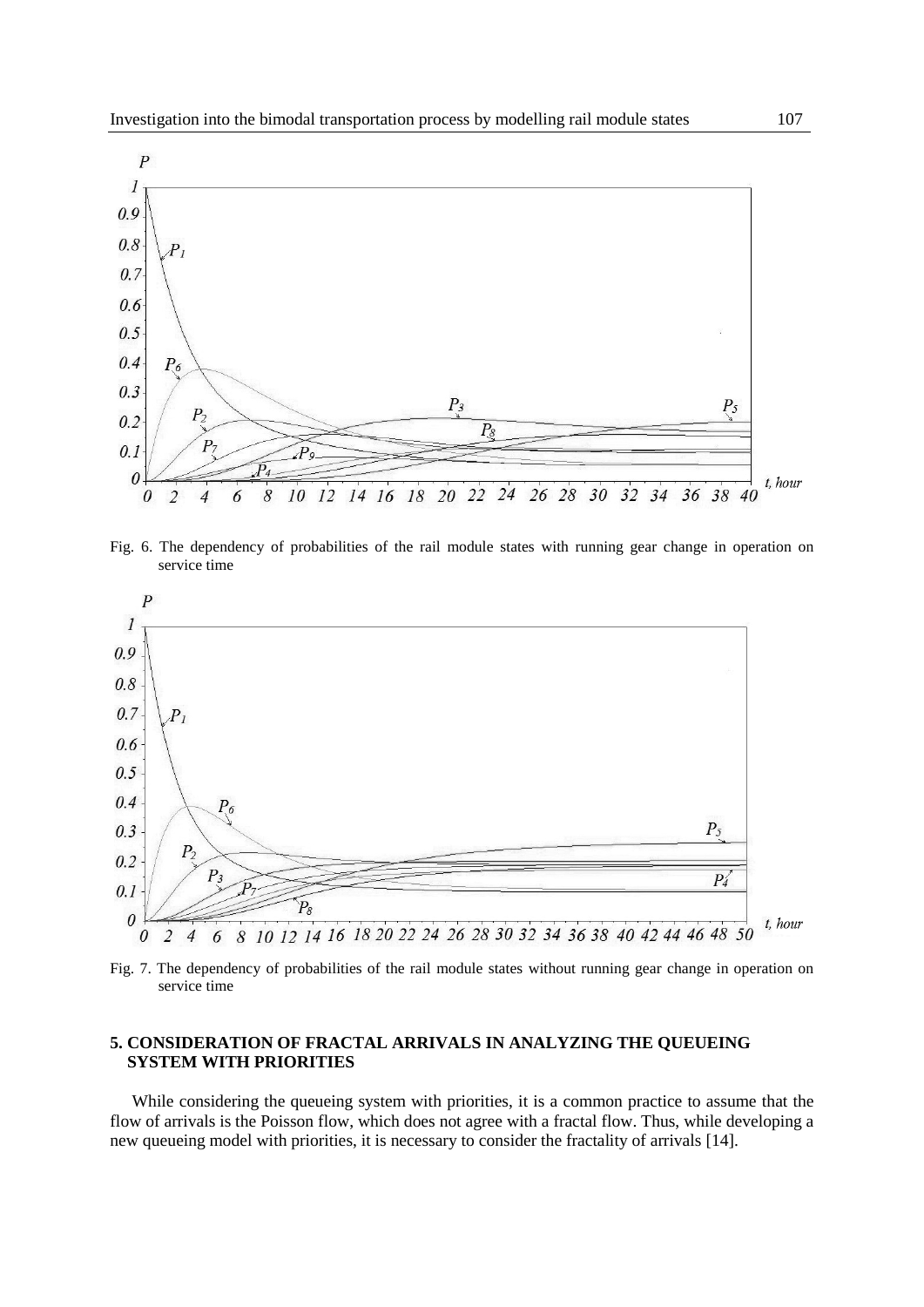Fig. 6. The dependency of probabilities of the rail module states with running gear change in operation on service time

Fig. 7. The dependency of probabilities of the rail module states without running gear change in operation on service time

## 5. CONSIDERATION OF FRACTAL ARRIVALS IN ANALYZING THE QUEUEING SYSTEM WITH PRIORITIES

While considering the queueing system with priorities, it is a common practice to assume that the flow of arrivals is the Poisson flow, which does not agree with a fractal flow. Thus, while developing a new queueing model with priorities, it is necessary to consider the fractality of arrivals [14].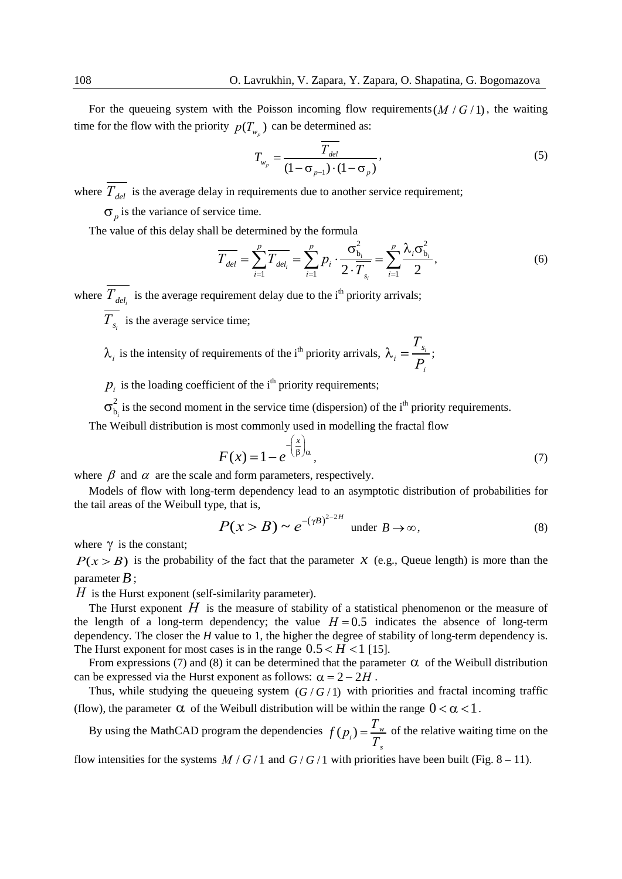For the queueing system with the Poisson incoming flow requirements $(M / G / 1)$, the waiting time for the flow with the priority $p(T_{w_p})$ can be determined as:

$$T_{w_p} = \frac{\overline{T_{del}}}{(1-\sigma_{p-1})\cdot(1-\sigma_p)}, \tag{5}$$

where $\overline{T_{del}}$ is the average delay in requirements due to another service requirement;

$\sigma_p$ is the variance of service time.

The value of this delay shall be determined by the formula

$$\overline{T_{del}} = \sum_{i=1}^{p} \overline{T_{del_i}} = \sum_{i=1}^{p} p_i \cdot \frac{\sigma_{b_i}^2}{2\cdot \overline{T_{s_i}}} = \sum_{i=1}^{p} \frac{\lambda_i \sigma_{b_i}^2}{2}, \tag{6}$$

where $\overline{T_{del_i}}$ is the average requirement delay due to the i[th] priority arrivals;

$\overline{T_{s_i}}$ is the average service time;

$\lambda_i$ is the intensity of requirements of the i[th] priority arrivals, $\lambda_i = \frac{T_{s_i}}{P_i}$;

$p_i$ is the loading coefficient of the i[th] priority requirements;

$\sigma_{b_i}^2$ is the second moment in the service time (dispersion) of the i[th] priority requirements.

The Weibull distribution is most commonly used in modelling the fractal flow

$$F(x) = 1 - e^{-\left(\frac{x}{\beta}\right)\alpha}, \tag{7}$$

where $\beta$ and $\alpha$ are the scale and form parameters, respectively.

Models of flow with long-term dependency lead to an asymptotic distribution of probabilities for the tail areas of the Weibull type, that is,

$$P(x > B) \sim e^{-(\gamma B)^{2-2H}} \quad \text{under } B \to \infty, \tag{8}$$

where $\gamma$ is the constant;

$P(x > B)$ is the probability of the fact that the parameter $x$ (e.g., Queue length) is more than the parameter $B$;

$H$ is the Hurst exponent (self-similarity parameter).

The Hurst exponent $H$ is the measure of stability of a statistical phenomenon or the measure of the length of a long-term dependency; the value $H = 0.5$ indicates the absence of long-term dependency. The closer the $H$ value to 1, the higher the degree of stability of long-term dependency is. The Hurst exponent for most cases is in the range $0.5 < H < 1$ [15].

From expressions (7) and (8) it can be determined that the parameter $\alpha$ of the Weibull distribution can be expressed via the Hurst exponent as follows: $\alpha = 2 - 2H$.

Thus, while studying the queueing system $(G / G / 1)$ with priorities and fractal incoming traffic (flow), the parameter $\alpha$ of the Weibull distribution will be within the range $0 < \alpha < 1$.

By using the MathCAD program the dependencies $f(p_i) = \frac{T_w}{T_s}$ of the relative waiting time on the flow intensities for the systems $M / G / 1$ and $G / G / 1$ with priorities have been built (Fig. 8 – 11).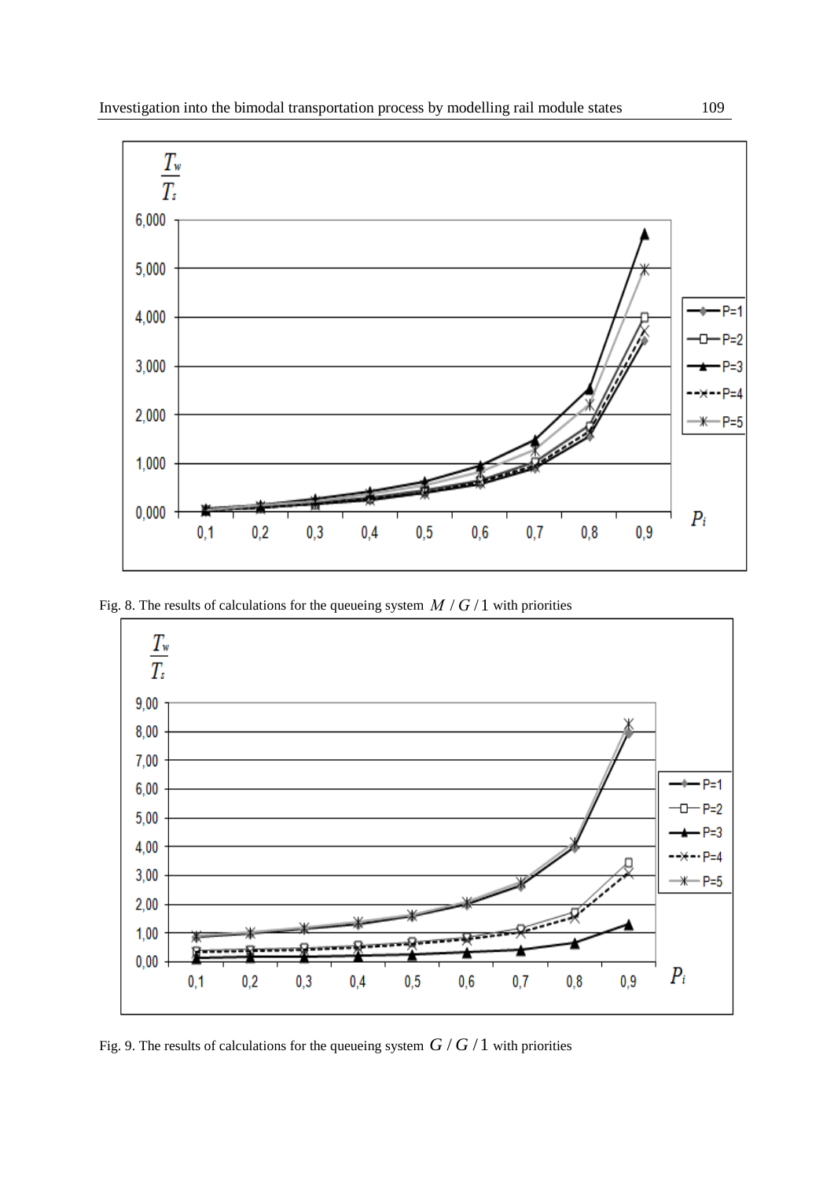Fig. 8. The results of calculations for the queueing system $M / G / 1$ with priorities

Fig. 9. The results of calculations for the queueing system $G / G / 1$ with priorities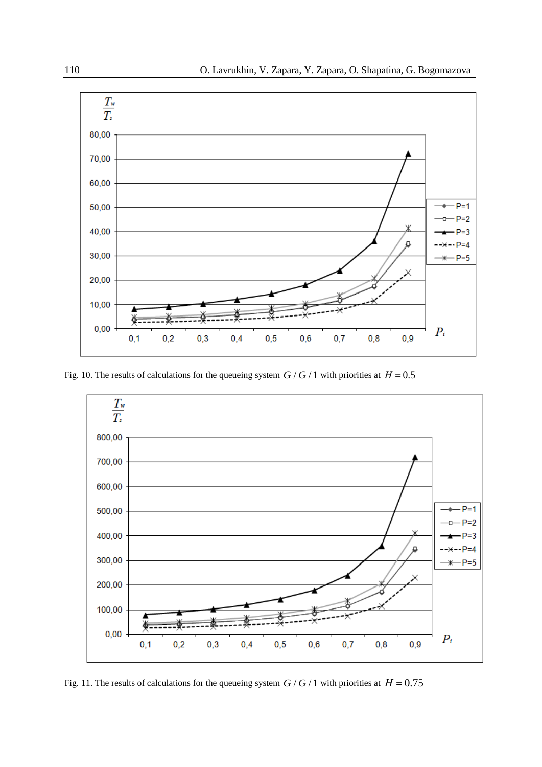Fig. 10. The results of calculations for the queueing system $G/G/1$ with priorities at $H = 0.5$

Fig. 11. The results of calculations for the queueing system $G/G/1$ with priorities at $H = 0.75$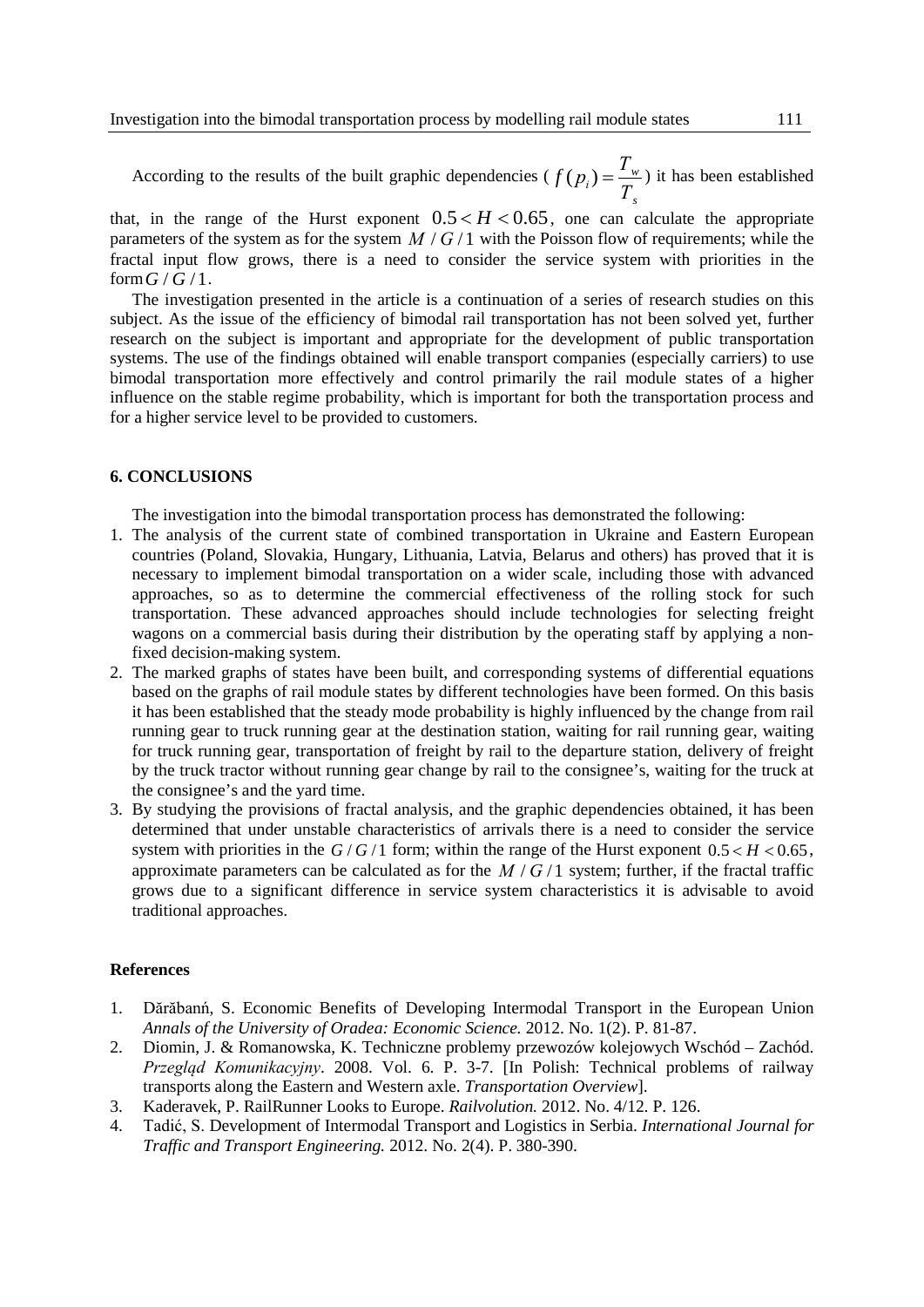According to the results of the built graphic dependencies ( $f(p_i) = \frac{T_w}{T_s}$ ) it has been established that, in the range of the Hurst exponent $0.5 < H < 0.65$, one can calculate the appropriate parameters of the system as for the system $M / G / 1$ with the Poisson flow of requirements; while the fractal input flow grows, there is a need to consider the service system with priorities in the form $G / G / 1$.

The investigation presented in the article is a continuation of a series of research studies on this subject. As the issue of the efficiency of bimodal rail transportation has not been solved yet, further research on the subject is important and appropriate for the development of public transportation systems. The use of the findings obtained will enable transport companies (especially carriers) to use bimodal transportation more effectively and control primarily the rail module states of a higher influence on the stable regime probability, which is important for both the transportation process and for a higher service level to be provided to customers.

## 6. CONCLUSIONS

The investigation into the bimodal transportation process has demonstrated the following:

1. The analysis of the current state of combined transportation in Ukraine and Eastern European countries (Poland, Slovakia, Hungary, Lithuania, Latvia, Belarus and others) has proved that it is necessary to implement bimodal transportation on a wider scale, including those with advanced approaches, so as to determine the commercial effectiveness of the rolling stock for such transportation. These advanced approaches should include technologies for selecting freight wagons on a commercial basis during their distribution by the operating staff by applying a non-fixed decision-making system.
2. The marked graphs of states have been built, and corresponding systems of differential equations based on the graphs of rail module states by different technologies have been formed. On this basis it has been established that the steady mode probability is highly influenced by the change from rail running gear to truck running gear at the destination station, waiting for rail running gear, waiting for truck running gear, transportation of freight by rail to the departure station, delivery of freight by the truck tractor without running gear change by rail to the consignee's, waiting for the truck at the consignee's and the yard time.
3. By studying the provisions of fractal analysis, and the graphic dependencies obtained, it has been determined that under unstable characteristics of arrivals there is a need to consider the service system with priorities in the $G / G / 1$ form; within the range of the Hurst exponent $0.5 < H < 0.65$, approximate parameters can be calculated as for the $M / G / 1$ system; further, if the fractal traffic grows due to a significant difference in service system characteristics it is advisable to avoid traditional approaches.

### References

1. Dărăbanń, S. Economic Benefits of Developing Intermodal Transport in the European Union *Annals of the University of Oradea: Economic Science.* 2012. No. 1(2). P. 81-87.
2. Diomin, J. & Romanowska, K. Techniczne problemy przewozów kolejowych Wschód – Zachód. *Przegląd Komunikacyjny*. 2008. Vol. 6. P. 3-7. [In Polish: Technical problems of railway transports along the Eastern and Western axle. *Transportation Overview*].
3. Kaderavek, P. RailRunner Looks to Europe. *Railvolution.* 2012. No. 4/12. P. 126.
4. Tadić, S. Development of Intermodal Transport and Logistics in Serbia. *International Journal for Traffic and Transport Engineering.* 2012. No. 2(4). P. 380-390.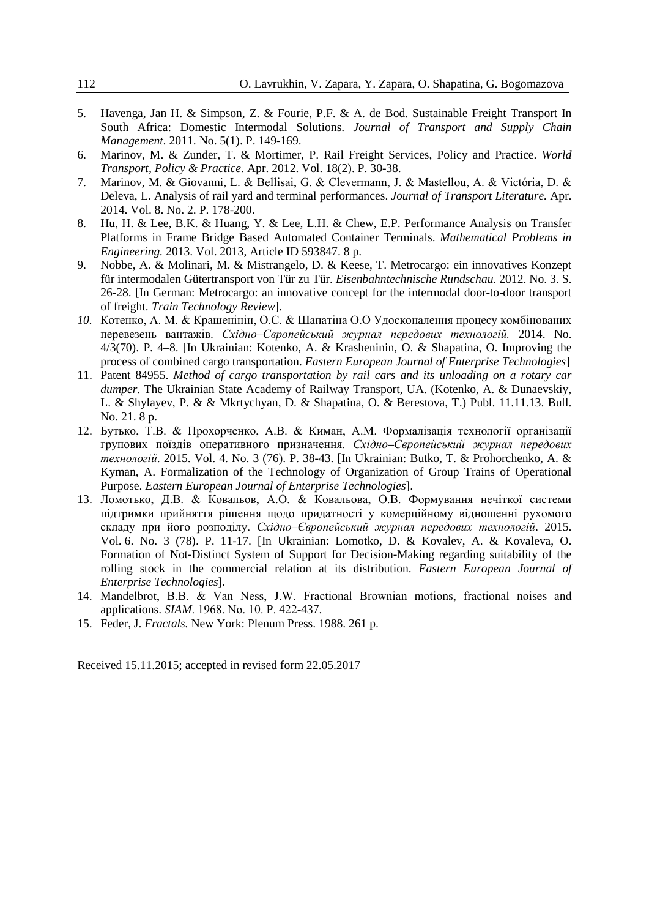5. Havenga, Jan H. & Simpson, Z. & Fourie, P.F. & A. de Bod. Sustainable Freight Transport In South Africa: Domestic Intermodal Solutions. *Journal of Transport and Supply Chain Management*. 2011. No. 5(1). P. 149-169.
6. Marinov, M. & Zunder, T. & Mortimer, P. Rail Freight Services, Policy and Practice. *World Transport, Policy & Practice*. Apr. 2012. Vol. 18(2). P. 30-38.
7. Marinov, M. & Giovanni, L. & Bellisai, G. & Clevermann, J. & Mastellou, A. & Victória, D. & Deleva, L. Analysis of rail yard and terminal performances. *Journal of Transport Literature.* Apr. 2014. Vol. 8. No. 2. P. 178-200.
8. Hu, H. & Lee, B.K. & Huang, Y. & Lee, L.H. & Chew, E.P. Performance Analysis on Transfer Platforms in Frame Bridge Based Automated Container Terminals. *Mathematical Problems in Engineering.* 2013. Vol. 2013, Article ID 593847. 8 p.
9. Nobbe, A. & Molinari, M. & Mistrangelo, D. & Keese, T. Metrocargo: ein innovatives Konzept für intermodalen Gütertransport von Tür zu Tür. *Eisenbahntechnische Rundschau.* 2012. No. 3. S. 26-28. [In German: Metrocargo: an innovative concept for the intermodal door-to-door transport of freight. *Train Technology Review*].
10. Котенко, А. М. & Крашенінін, О.С. & Шапатіна О.О Удосконалення процесу комбінованих перевезень вантажів. *Східно–Європейський журнал передових технологій.* 2014. No. 4/3(70). P. 4–8. [In Ukrainian: Kotenko, A. & Krasheninin, O. & Shapatina, O. Improving the process of combined cargo transportation. *Eastern European Journal of Enterprise Technologies*]
11. Patent 84955. *Method of cargo transportation by rail cars and its unloading on a rotary car dumper*. The Ukrainian State Academy of Railway Transport, UA. (Kotenko, A. & Dunaevskiy, L. & Shylayev, P. & & Mkrtychyan, D. & Shapatina, O. & Berestova, T.) Publ. 11.11.13. Bull. No. 21. 8 p.
12. Бутько, Т.В. & Прохорченко, А.В. & Киман, А.М. Формалізація технології організації групових поїздів оперативного призначення. *Східно–Європейський журнал передових технологій*. 2015. Vol. 4. No. 3 (76). P. 38-43. [In Ukrainian: Butko, T. & Prohorchenko, A. & Kyman, A. Formalization of the Technology of Organization of Group Trains of Operational Purpose. *Eastern European Journal of Enterprise Technologies*].
13. Ломотько, Д.В. & Ковальов, А.О. & Ковальова, О.В. Формування нечіткої системи підтримки прийняття рішення щодо придатності у комерційному відношенні рухомого складу при його розподілу. *Східно–Європейський журнал передових технологій*. 2015. Vol. 6. No. 3 (78). P. 11-17. [In Ukrainian: Lomotko, D. & Kovalev, A. & Kovaleva, O. Formation of Not-Distinct System of Support for Decision-Making regarding suitability of the rolling stock in the commercial relation at its distribution. *Eastern European Journal of Enterprise Technologies*].
14. Mandelbrot, B.B. & Van Ness, J.W. Fractional Brownian motions, fractional noises and applications. *SIAM*. 1968. No. 10. P. 422-437.
15. Feder, J. *Fractals.* New York: Plenum Press. 1988. 261 p.

Received 15.11.2015; accepted in revised form 22.05.2017